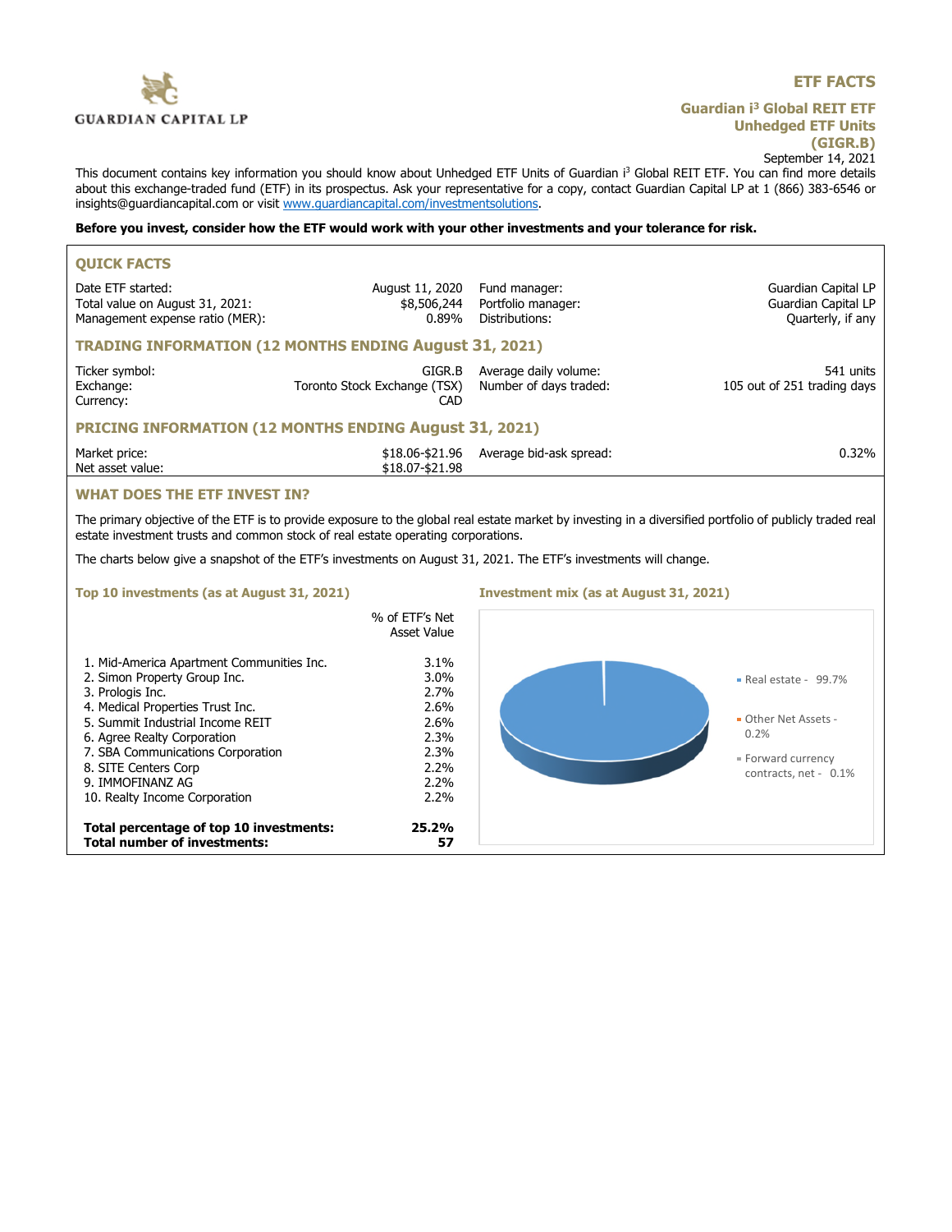GUARDIAN CAPITAL LP

# ETF FACTS

## Guardian i3 Global REIT ETF Unhedged ETF Units (GIGR.B)

September 14, 2021

This document contains key information you should know about Unhedged ETF Units of Guardian i3 Global REIT ETF. You can find more details about this exchange-traded fund (ETF) in its prospectus. Ask your representative for a copy, contact Guardian Capital LP at 1 (866) 383-6546 or insights@guardiancapital.com or visit www.guardiancapital.com/investmentsolutions.

**Before you invest, consider how the ETF would work with your other investments and your tolerance for risk.**

### QUICK FACTS

| | | | |
|---|---|---|---|
| Date ETF started: | August 11, 2020 | Fund manager: | Guardian Capital LP |
| Total value on August 31, 2021: | $8,506,244 | Portfolio manager: | Guardian Capital LP |
| Management expense ratio (MER): | 0.89% | Distributions: | Quarterly, if any |

### TRADING INFORMATION (12 MONTHS ENDING August 31, 2021)

| | | | |
|---|---|---|---|
| Ticker symbol: | GIGR.B | Average daily volume: | 541 units |
| Exchange: | Toronto Stock Exchange (TSX) | Number of days traded: | 105 out of 251 trading days |
| Currency: | CAD | | |

### PRICING INFORMATION (12 MONTHS ENDING August 31, 2021)

| | | | |
|---|---|---|---|
| Market price: | $18.06-$21.96 | Average bid-ask spread: | 0.32% |
| Net asset value: | $18.07-$21.98 | | |

### WHAT DOES THE ETF INVEST IN?

The primary objective of the ETF is to provide exposure to the global real estate market by investing in a diversified portfolio of publicly traded real estate investment trusts and common stock of real estate operating corporations.

The charts below give a snapshot of the ETF's investments on August 31, 2021. The ETF's investments will change.

#### Top 10 investments (as at August 31, 2021)

| | % of ETF's Net Asset Value |
|---|---|
| 1. Mid-America Apartment Communities Inc. | 3.1% |
| 2. Simon Property Group Inc. | 3.0% |
| 3. Prologis Inc. | 2.7% |
| 4. Medical Properties Trust Inc. | 2.6% |
| 5. Summit Industrial Income REIT | 2.6% |
| 6. Agree Realty Corporation | 2.3% |
| 7. SBA Communications Corporation | 2.3% |
| 8. SITE Centers Corp | 2.2% |
| 9. IMMOFINANZ AG | 2.2% |
| 10. Realty Income Corporation | 2.2% |
| **Total percentage of top 10 investments:** | **25.2%** |
| **Total number of investments:** | **57** |

#### Investment mix (as at August 31, 2021)

- Real estate - 99.7%
- Other Net Assets - 0.2%
- Forward currency contracts, net - 0.1%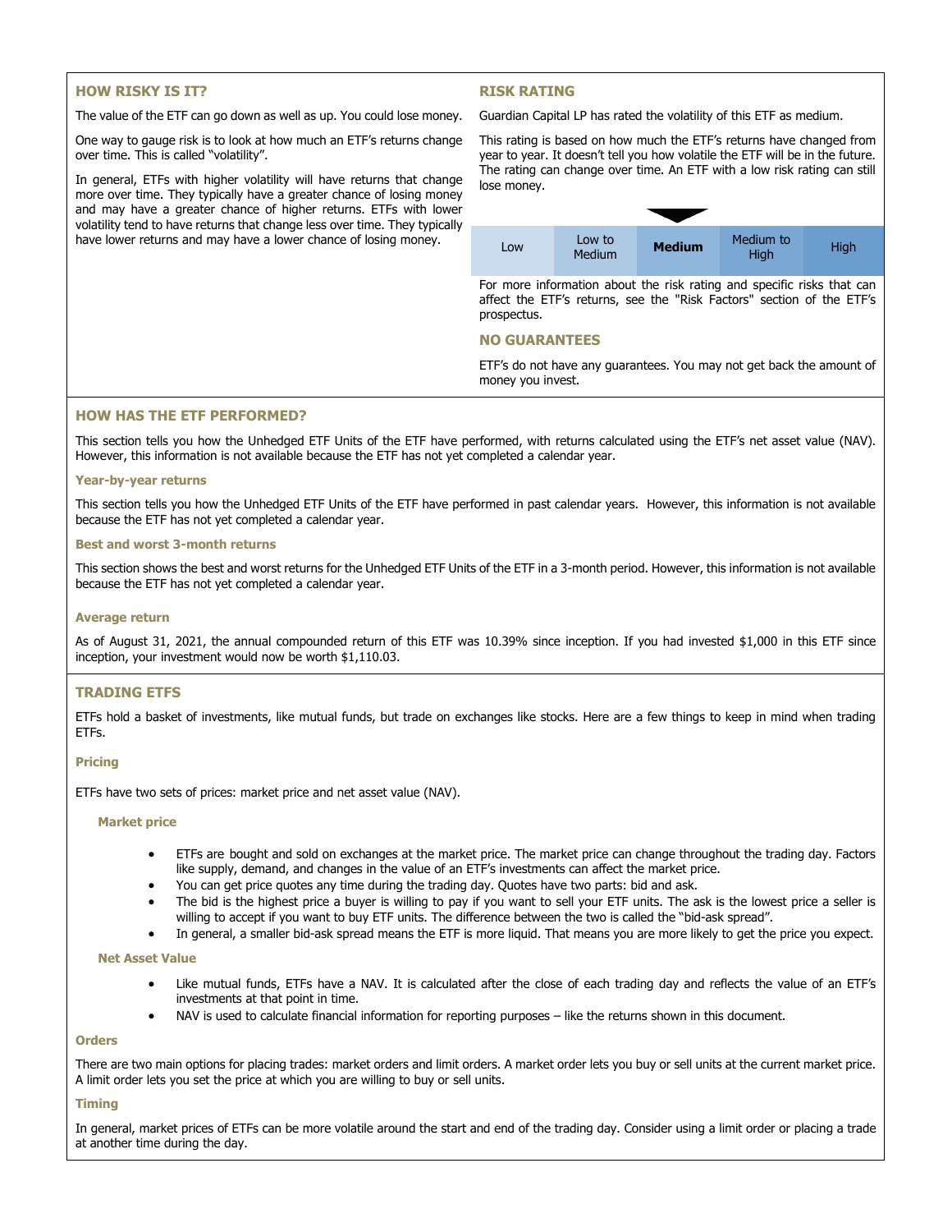## HOW RISKY IS IT?

The value of the ETF can go down as well as up. You could lose money.

One way to gauge risk is to look at how much an ETF's returns change over time. This is called "volatility".

In general, ETFs with higher volatility will have returns that change more over time. They typically have a greater chance of losing money and may have a greater chance of higher returns. ETFs with lower volatility tend to have returns that change less over time. They typically have lower returns and may have a lower chance of losing money.

## RISK RATING

Guardian Capital LP has rated the volatility of this ETF as medium.

This rating is based on how much the ETF's returns have changed from year to year. It doesn't tell you how volatile the ETF will be in the future. The rating can change over time. An ETF with a low risk rating can still lose money.

| Low | Low to Medium | **Medium** | Medium to High | High |
|---|---|---|---|---|

For more information about the risk rating and specific risks that can affect the ETF's returns, see the "Risk Factors" section of the ETF's prospectus.

## NO GUARANTEES

ETF's do not have any guarantees. You may not get back the amount of money you invest.

## HOW HAS THE ETF PERFORMED?

This section tells you how the Unhedged ETF Units of the ETF have performed, with returns calculated using the ETF's net asset value (NAV). However, this information is not available because the ETF has not yet completed a calendar year.

### Year-by-year returns

This section tells you how the Unhedged ETF Units of the ETF have performed in past calendar years. However, this information is not available because the ETF has not yet completed a calendar year.

### Best and worst 3-month returns

This section shows the best and worst returns for the Unhedged ETF Units of the ETF in a 3-month period. However, this information is not available because the ETF has not yet completed a calendar year.

### Average return

As of August 31, 2021, the annual compounded return of this ETF was 10.39% since inception. If you had invested $1,000 in this ETF since inception, your investment would now be worth $1,110.03.

## TRADING ETFS

ETFs hold a basket of investments, like mutual funds, but trade on exchanges like stocks. Here are a few things to keep in mind when trading ETFs.

### Pricing

ETFs have two sets of prices: market price and net asset value (NAV).

#### Market price

- ETFs are bought and sold on exchanges at the market price. The market price can change throughout the trading day. Factors like supply, demand, and changes in the value of an ETF's investments can affect the market price.
- You can get price quotes any time during the trading day. Quotes have two parts: bid and ask.
- The bid is the highest price a buyer is willing to pay if you want to sell your ETF units. The ask is the lowest price a seller is willing to accept if you want to buy ETF units. The difference between the two is called the "bid-ask spread".
- In general, a smaller bid-ask spread means the ETF is more liquid. That means you are more likely to get the price you expect.

#### Net Asset Value

- Like mutual funds, ETFs have a NAV. It is calculated after the close of each trading day and reflects the value of an ETF's investments at that point in time.
- NAV is used to calculate financial information for reporting purposes – like the returns shown in this document.

### Orders

There are two main options for placing trades: market orders and limit orders. A market order lets you buy or sell units at the current market price. A limit order lets you set the price at which you are willing to buy or sell units.

### Timing

In general, market prices of ETFs can be more volatile around the start and end of the trading day. Consider using a limit order or placing a trade at another time during the day.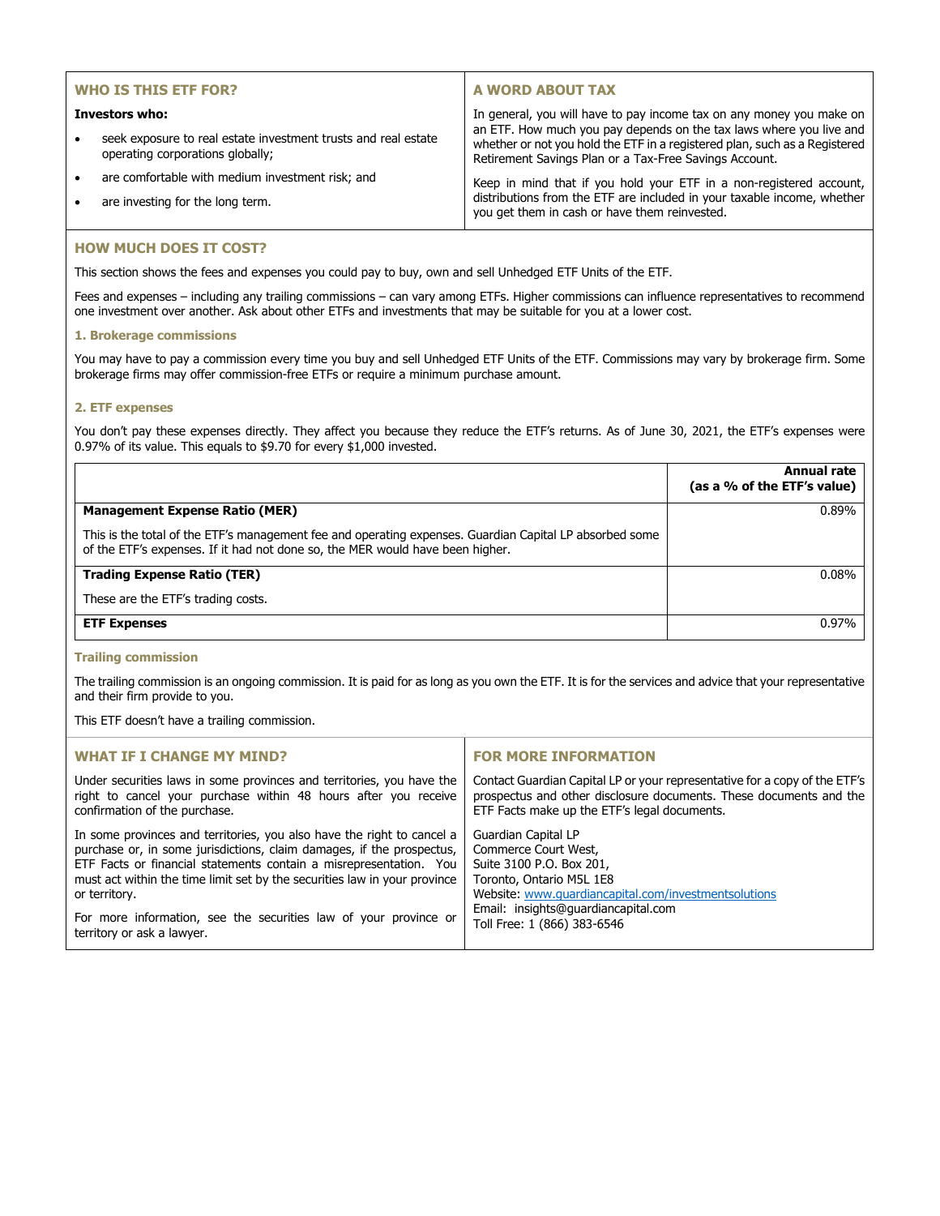## WHO IS THIS ETF FOR?

**Investors who:**

- seek exposure to real estate investment trusts and real estate operating corporations globally;
- are comfortable with medium investment risk; and
- are investing for the long term.

## A WORD ABOUT TAX

In general, you will have to pay income tax on any money you make on an ETF. How much you pay depends on the tax laws where you live and whether or not you hold the ETF in a registered plan, such as a Registered Retirement Savings Plan or a Tax-Free Savings Account.

Keep in mind that if you hold your ETF in a non-registered account, distributions from the ETF are included in your taxable income, whether you get them in cash or have them reinvested.

## HOW MUCH DOES IT COST?

This section shows the fees and expenses you could pay to buy, own and sell Unhedged ETF Units of the ETF.

Fees and expenses – including any trailing commissions – can vary among ETFs. Higher commissions can influence representatives to recommend one investment over another. Ask about other ETFs and investments that may be suitable for you at a lower cost.

### 1. Brokerage commissions

You may have to pay a commission every time you buy and sell Unhedged ETF Units of the ETF. Commissions may vary by brokerage firm. Some brokerage firms may offer commission-free ETFs or require a minimum purchase amount.

### 2. ETF expenses

You don't pay these expenses directly. They affect you because they reduce the ETF's returns. As of June 30, 2021, the ETF's expenses were 0.97% of its value. This equals to $9.70 for every $1,000 invested.

| | Annual rate (as a % of the ETF's value) |
|---|---|
| **Management Expense Ratio (MER)**<br>This is the total of the ETF's management fee and operating expenses. Guardian Capital LP absorbed some of the ETF's expenses. If it had not done so, the MER would have been higher. | 0.89% |
| **Trading Expense Ratio (TER)**<br>These are the ETF's trading costs. | 0.08% |
| **ETF Expenses** | 0.97% |

### Trailing commission

The trailing commission is an ongoing commission. It is paid for as long as you own the ETF. It is for the services and advice that your representative and their firm provide to you.

This ETF doesn't have a trailing commission.

## WHAT IF I CHANGE MY MIND?

Under securities laws in some provinces and territories, you have the right to cancel your purchase within 48 hours after you receive confirmation of the purchase.

In some provinces and territories, you also have the right to cancel a purchase or, in some jurisdictions, claim damages, if the prospectus, ETF Facts or financial statements contain a misrepresentation. You must act within the time limit set by the securities law in your province or territory.

For more information, see the securities law of your province or territory or ask a lawyer.

## FOR MORE INFORMATION

Contact Guardian Capital LP or your representative for a copy of the ETF's prospectus and other disclosure documents. These documents and the ETF Facts make up the ETF's legal documents.

Guardian Capital LP
Commerce Court West,
Suite 3100 P.O. Box 201,
Toronto, Ontario M5L 1E8
Website: www.guardiancapital.com/investmentsolutions
Email: insights@guardiancapital.com
Toll Free: 1 (866) 383-6546